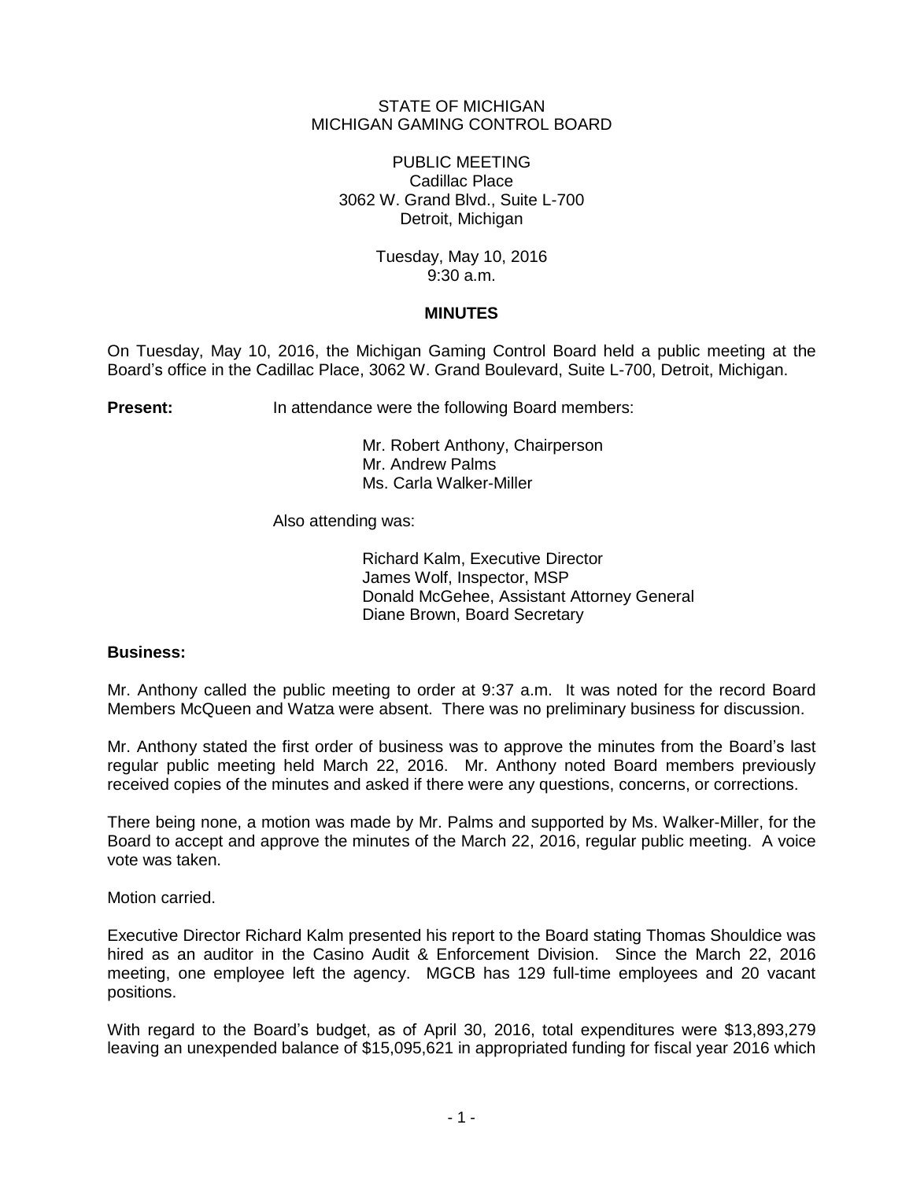STATE OF MICHIGAN
MICHIGAN GAMING CONTROL BOARD

PUBLIC MEETING
Cadillac Place
3062 W. Grand Blvd., Suite L-700
Detroit, Michigan

Tuesday, May 10, 2016
9:30 a.m.

# MINUTES

On Tuesday, May 10, 2016, the Michigan Gaming Control Board held a public meeting at the Board's office in the Cadillac Place, 3062 W. Grand Boulevard, Suite L-700, Detroit, Michigan.

**Present:** In attendance were the following Board members:

Mr. Robert Anthony, Chairperson
Mr. Andrew Palms
Ms. Carla Walker-Miller

Also attending was:

Richard Kalm, Executive Director
James Wolf, Inspector, MSP
Donald McGehee, Assistant Attorney General
Diane Brown, Board Secretary

**Business:**

Mr. Anthony called the public meeting to order at 9:37 a.m. It was noted for the record Board Members McQueen and Watza were absent. There was no preliminary business for discussion.

Mr. Anthony stated the first order of business was to approve the minutes from the Board's last regular public meeting held March 22, 2016. Mr. Anthony noted Board members previously received copies of the minutes and asked if there were any questions, concerns, or corrections.

There being none, a motion was made by Mr. Palms and supported by Ms. Walker-Miller, for the Board to accept and approve the minutes of the March 22, 2016, regular public meeting. A voice vote was taken.

Motion carried.

Executive Director Richard Kalm presented his report to the Board stating Thomas Shouldice was hired as an auditor in the Casino Audit & Enforcement Division. Since the March 22, 2016 meeting, one employee left the agency. MGCB has 129 full-time employees and 20 vacant positions.

With regard to the Board's budget, as of April 30, 2016, total expenditures were $13,893,279 leaving an unexpended balance of $15,095,621 in appropriated funding for fiscal year 2016 which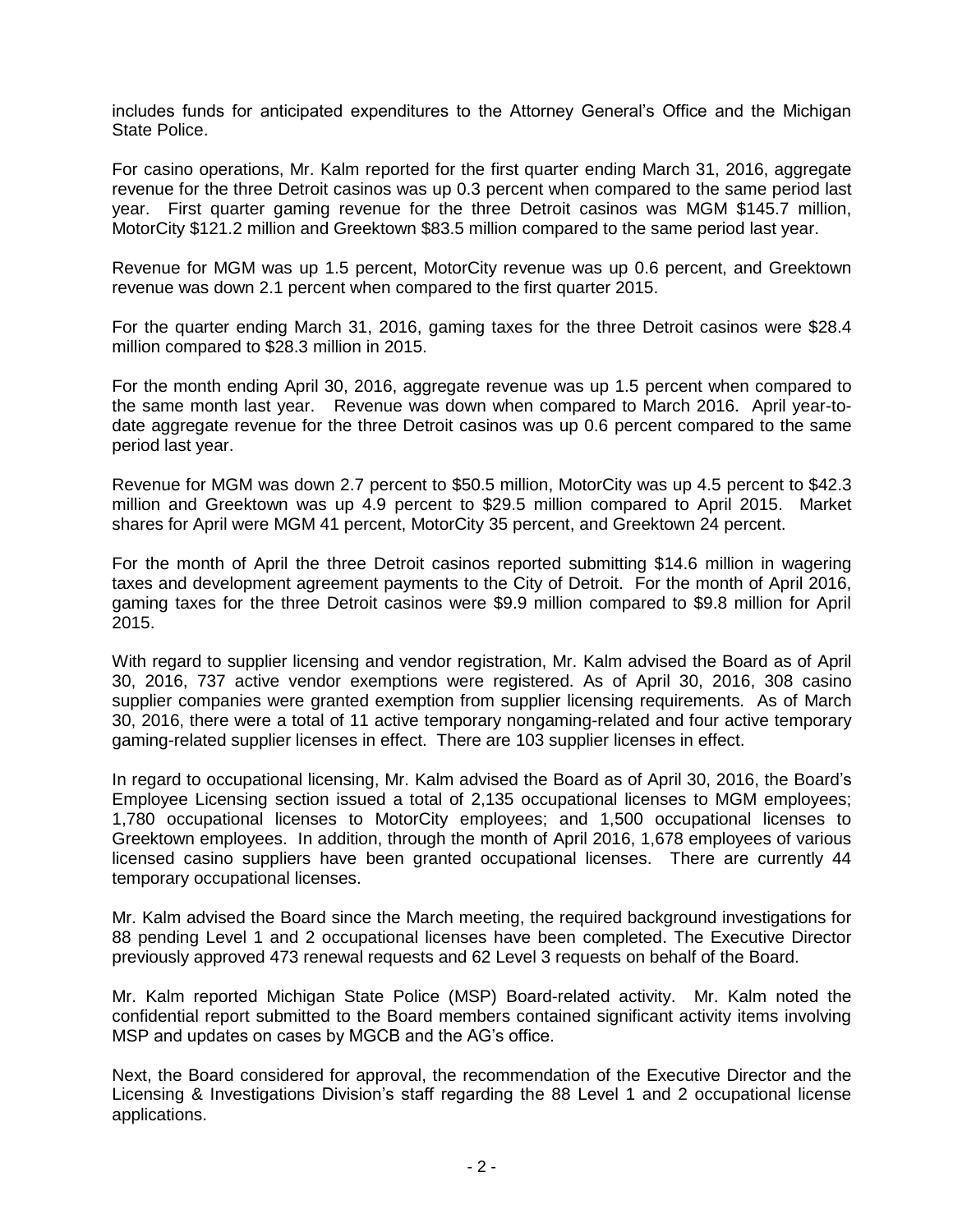includes funds for anticipated expenditures to the Attorney General's Office and the Michigan State Police.

For casino operations, Mr. Kalm reported for the first quarter ending March 31, 2016, aggregate revenue for the three Detroit casinos was up 0.3 percent when compared to the same period last year. First quarter gaming revenue for the three Detroit casinos was MGM $145.7 million, MotorCity $121.2 million and Greektown $83.5 million compared to the same period last year.

Revenue for MGM was up 1.5 percent, MotorCity revenue was up 0.6 percent, and Greektown revenue was down 2.1 percent when compared to the first quarter 2015.

For the quarter ending March 31, 2016, gaming taxes for the three Detroit casinos were $28.4 million compared to $28.3 million in 2015.

For the month ending April 30, 2016, aggregate revenue was up 1.5 percent when compared to the same month last year. Revenue was down when compared to March 2016. April year-to-date aggregate revenue for the three Detroit casinos was up 0.6 percent compared to the same period last year.

Revenue for MGM was down 2.7 percent to $50.5 million, MotorCity was up 4.5 percent to $42.3 million and Greektown was up 4.9 percent to $29.5 million compared to April 2015. Market shares for April were MGM 41 percent, MotorCity 35 percent, and Greektown 24 percent.

For the month of April the three Detroit casinos reported submitting $14.6 million in wagering taxes and development agreement payments to the City of Detroit. For the month of April 2016, gaming taxes for the three Detroit casinos were $9.9 million compared to $9.8 million for April 2015.

With regard to supplier licensing and vendor registration, Mr. Kalm advised the Board as of April 30, 2016, 737 active vendor exemptions were registered. As of April 30, 2016, 308 casino supplier companies were granted exemption from supplier licensing requirements. As of March 30, 2016, there were a total of 11 active temporary nongaming-related and four active temporary gaming-related supplier licenses in effect. There are 103 supplier licenses in effect.

In regard to occupational licensing, Mr. Kalm advised the Board as of April 30, 2016, the Board's Employee Licensing section issued a total of 2,135 occupational licenses to MGM employees; 1,780 occupational licenses to MotorCity employees; and 1,500 occupational licenses to Greektown employees. In addition, through the month of April 2016, 1,678 employees of various licensed casino suppliers have been granted occupational licenses. There are currently 44 temporary occupational licenses.

Mr. Kalm advised the Board since the March meeting, the required background investigations for 88 pending Level 1 and 2 occupational licenses have been completed. The Executive Director previously approved 473 renewal requests and 62 Level 3 requests on behalf of the Board.

Mr. Kalm reported Michigan State Police (MSP) Board-related activity. Mr. Kalm noted the confidential report submitted to the Board members contained significant activity items involving MSP and updates on cases by MGCB and the AG's office.

Next, the Board considered for approval, the recommendation of the Executive Director and the Licensing & Investigations Division's staff regarding the 88 Level 1 and 2 occupational license applications.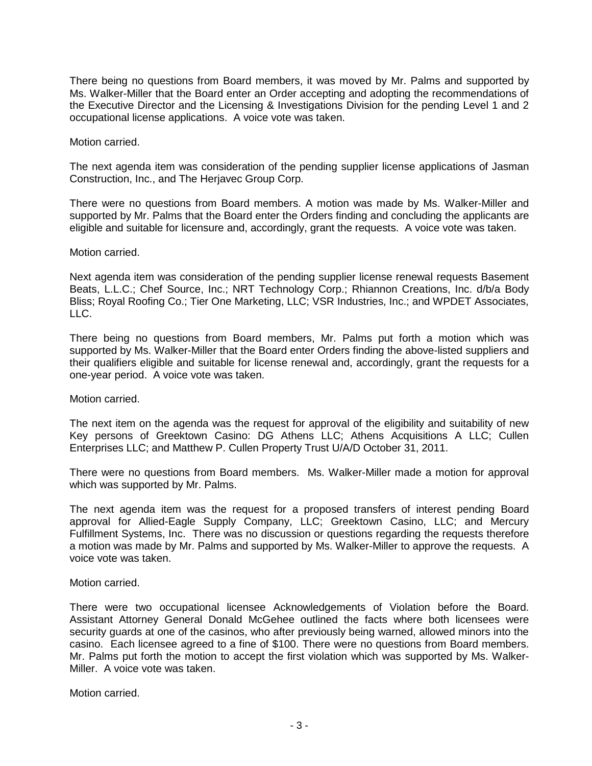There being no questions from Board members, it was moved by Mr. Palms and supported by Ms. Walker-Miller that the Board enter an Order accepting and adopting the recommendations of the Executive Director and the Licensing & Investigations Division for the pending Level 1 and 2 occupational license applications. A voice vote was taken.

Motion carried.

The next agenda item was consideration of the pending supplier license applications of Jasman Construction, Inc., and The Herjavec Group Corp.

There were no questions from Board members. A motion was made by Ms. Walker-Miller and supported by Mr. Palms that the Board enter the Orders finding and concluding the applicants are eligible and suitable for licensure and, accordingly, grant the requests. A voice vote was taken.

Motion carried.

Next agenda item was consideration of the pending supplier license renewal requests Basement Beats, L.L.C.; Chef Source, Inc.; NRT Technology Corp.; Rhiannon Creations, Inc. d/b/a Body Bliss; Royal Roofing Co.; Tier One Marketing, LLC; VSR Industries, Inc.; and WPDET Associates, LLC.

There being no questions from Board members, Mr. Palms put forth a motion which was supported by Ms. Walker-Miller that the Board enter Orders finding the above-listed suppliers and their qualifiers eligible and suitable for license renewal and, accordingly, grant the requests for a one-year period. A voice vote was taken.

Motion carried.

The next item on the agenda was the request for approval of the eligibility and suitability of new Key persons of Greektown Casino: DG Athens LLC; Athens Acquisitions A LLC; Cullen Enterprises LLC; and Matthew P. Cullen Property Trust U/A/D October 31, 2011.

There were no questions from Board members. Ms. Walker-Miller made a motion for approval which was supported by Mr. Palms.

The next agenda item was the request for a proposed transfers of interest pending Board approval for Allied-Eagle Supply Company, LLC; Greektown Casino, LLC; and Mercury Fulfillment Systems, Inc. There was no discussion or questions regarding the requests therefore a motion was made by Mr. Palms and supported by Ms. Walker-Miller to approve the requests. A voice vote was taken.

Motion carried.

There were two occupational licensee Acknowledgements of Violation before the Board. Assistant Attorney General Donald McGehee outlined the facts where both licensees were security guards at one of the casinos, who after previously being warned, allowed minors into the casino. Each licensee agreed to a fine of $100. There were no questions from Board members. Mr. Palms put forth the motion to accept the first violation which was supported by Ms. Walker-Miller. A voice vote was taken.

Motion carried.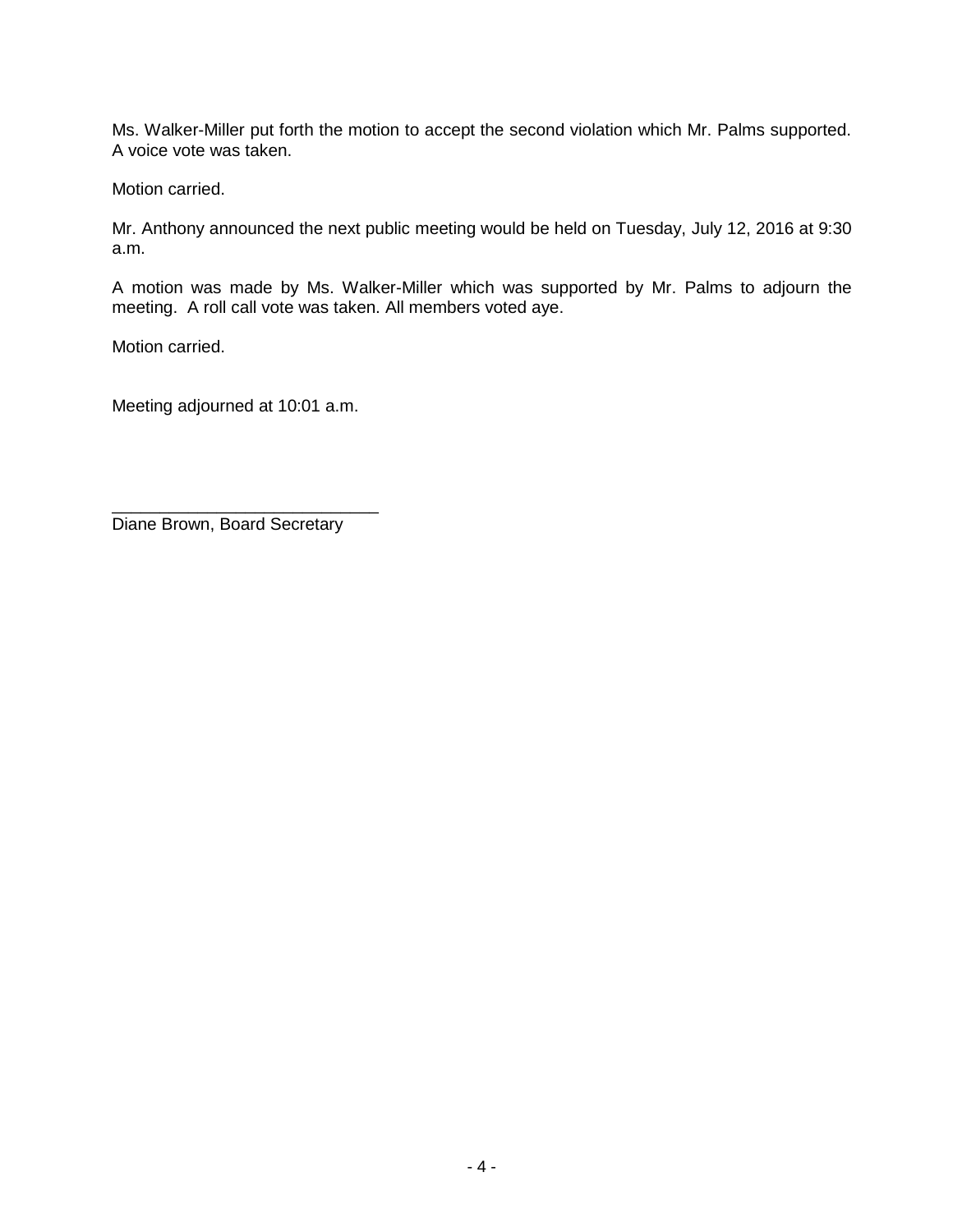Ms. Walker-Miller put forth the motion to accept the second violation which Mr. Palms supported. A voice vote was taken.

Motion carried.

Mr. Anthony announced the next public meeting would be held on Tuesday, July 12, 2016 at 9:30 a.m.

A motion was made by Ms. Walker-Miller which was supported by Mr. Palms to adjourn the meeting. A roll call vote was taken. All members voted aye.

Motion carried.

Meeting adjourned at 10:01 a.m.

____________________________

Diane Brown, Board Secretary